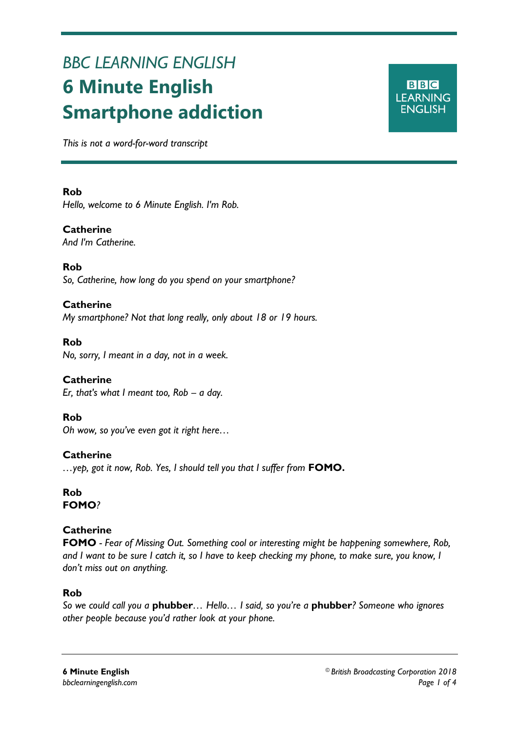*BBC LEARNING ENGLISH*

# 6 Minute English
# Smartphone addiction

*This is not a word-for-word transcript*

**Rob**
*Hello, welcome to 6 Minute English. I'm Rob.*

**Catherine**
*And I'm Catherine.*

**Rob**
*So, Catherine, how long do you spend on your smartphone?*

**Catherine**
*My smartphone? Not that long really, only about 18 or 19 hours.*

**Rob**
*No, sorry, I meant in a day, not in a week.*

**Catherine**
*Er, that's what I meant too, Rob – a day.*

**Rob**
*Oh wow, so you've even got it right here…*

**Catherine**
*…yep, got it now, Rob. Yes, I should tell you that I suffer from* **FOMO.**

**Rob**
**FOMO***?*

**Catherine**
**FOMO** *- Fear of Missing Out. Something cool or interesting might be happening somewhere, Rob, and I want to be sure I catch it, so I have to keep checking my phone, to make sure, you know, I don't miss out on anything.*

**Rob**
*So we could call you a* **phubber***… Hello… I said, so you're a* **phubber***? Someone who ignores other people because you'd rather look at your phone.*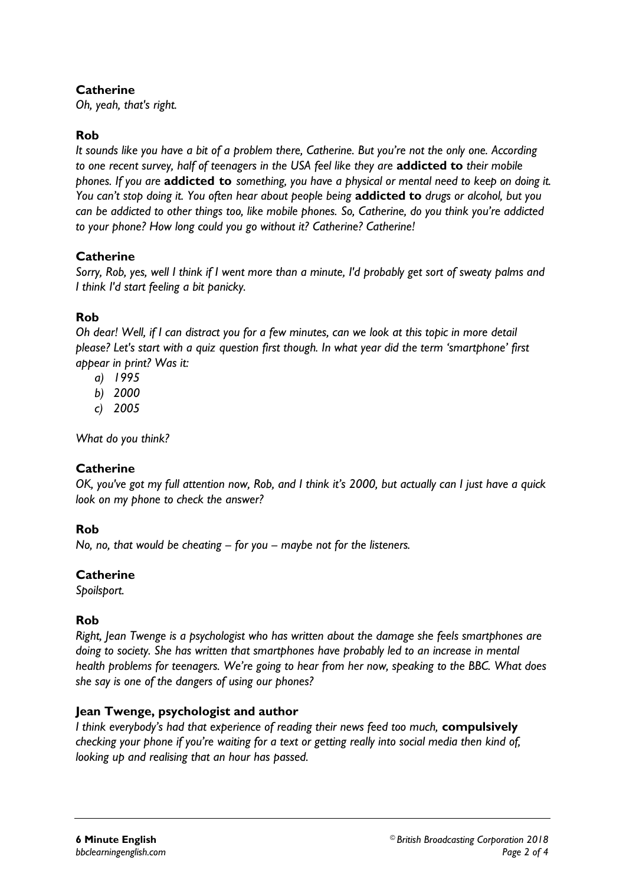**Catherine**
*Oh, yeah, that's right.*

**Rob**
*It sounds like you have a bit of a problem there, Catherine. But you're not the only one. According to one recent survey, half of teenagers in the USA feel like they are* **addicted to** *their mobile phones. If you are* **addicted to** *something, you have a physical or mental need to keep on doing it. You can't stop doing it. You often hear about people being* **addicted to** *drugs or alcohol, but you can be addicted to other things too, like mobile phones. So, Catherine, do you think you're addicted to your phone? How long could you go without it? Catherine? Catherine!*

**Catherine**
*Sorry, Rob, yes, well I think if I went more than a minute, I'd probably get sort of sweaty palms and I think I'd start feeling a bit panicky.*

**Rob**
*Oh dear! Well, if I can distract you for a few minutes, can we look at this topic in more detail please? Let's start with a quiz question first though. In what year did the term 'smartphone' first appear in print? Was it:*

*a) 1995*
*b) 2000*
*c) 2005*

*What do you think?*

**Catherine**
*OK, you've got my full attention now, Rob, and I think it's 2000, but actually can I just have a quick look on my phone to check the answer?*

**Rob**
*No, no, that would be cheating – for you – maybe not for the listeners.*

**Catherine**
*Spoilsport.*

**Rob**
*Right, Jean Twenge is a psychologist who has written about the damage she feels smartphones are doing to society. She has written that smartphones have probably led to an increase in mental health problems for teenagers. We're going to hear from her now, speaking to the BBC. What does she say is one of the dangers of using our phones?*

**Jean Twenge, psychologist and author**
*I think everybody's had that experience of reading their news feed too much,* **compulsively** *checking your phone if you're waiting for a text or getting really into social media then kind of, looking up and realising that an hour has passed.*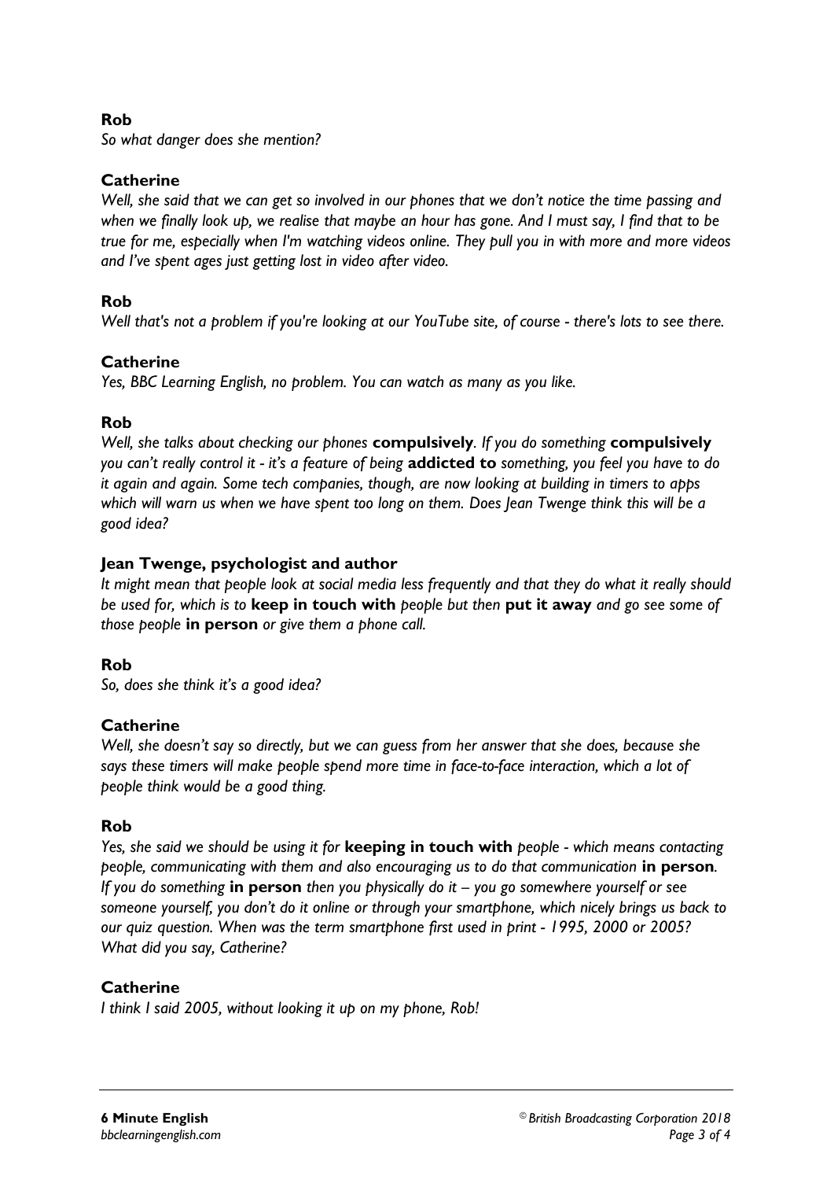**Rob**

*So what danger does she mention?*

**Catherine**

*Well, she said that we can get so involved in our phones that we don't notice the time passing and when we finally look up, we realise that maybe an hour has gone. And I must say, I find that to be true for me, especially when I'm watching videos online. They pull you in with more and more videos and I've spent ages just getting lost in video after video.*

**Rob**

*Well that's not a problem if you're looking at our YouTube site, of course - there's lots to see there.*

**Catherine**

*Yes, BBC Learning English, no problem. You can watch as many as you like.*

**Rob**

*Well, she talks about checking our phones* **compulsively**. *If you do something* **compulsively** *you can't really control it - it's a feature of being* **addicted to** *something, you feel you have to do it again and again. Some tech companies, though, are now looking at building in timers to apps which will warn us when we have spent too long on them. Does Jean Twenge think this will be a good idea?*

**Jean Twenge, psychologist and author**

*It might mean that people look at social media less frequently and that they do what it really should be used for, which is to* **keep in touch with** *people but then* **put it away** *and go see some of those people* **in person** *or give them a phone call.*

**Rob**

*So, does she think it's a good idea?*

**Catherine**

*Well, she doesn't say so directly, but we can guess from her answer that she does, because she says these timers will make people spend more time in face-to-face interaction, which a lot of people think would be a good thing.*

**Rob**

*Yes, she said we should be using it for* **keeping in touch with** *people - which means contacting people, communicating with them and also encouraging us to do that communication* **in person**. *If you do something* **in person** *then you physically do it – you go somewhere yourself or see someone yourself, you don't do it online or through your smartphone, which nicely brings us back to our quiz question. When was the term smartphone first used in print - 1995, 2000 or 2005? What did you say, Catherine?*

**Catherine**

*I think I said 2005, without looking it up on my phone, Rob!*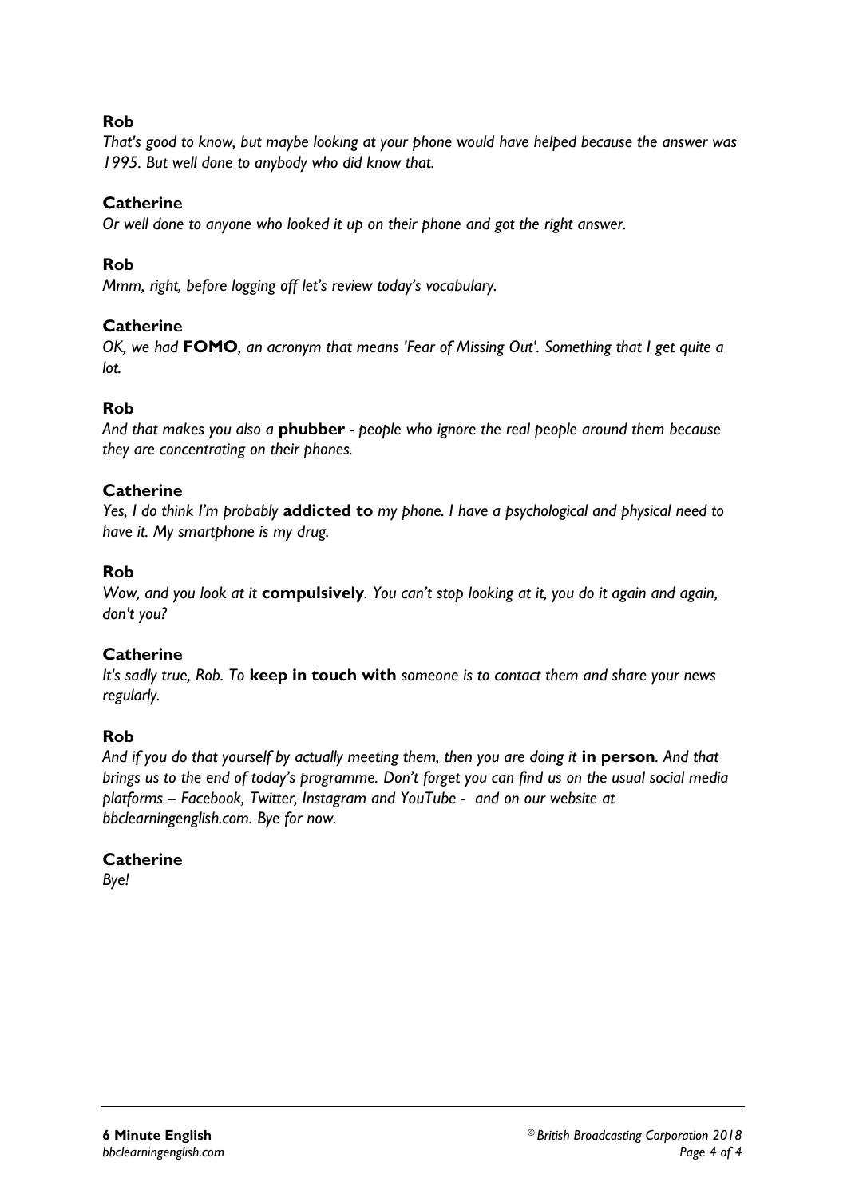**Rob**

*That's good to know, but maybe looking at your phone would have helped because the answer was 1995. But well done to anybody who did know that.*

**Catherine**

*Or well done to anyone who looked it up on their phone and got the right answer.*

**Rob**

*Mmm, right, before logging off let's review today's vocabulary.*

**Catherine**

*OK, we had* **FOMO***, an acronym that means 'Fear of Missing Out'. Something that I get quite a lot.*

**Rob**

*And that makes you also a* **phubber** *- people who ignore the real people around them because they are concentrating on their phones.*

**Catherine**

*Yes, I do think I'm probably* **addicted to** *my phone. I have a psychological and physical need to have it. My smartphone is my drug.*

**Rob**

*Wow, and you look at it* **compulsively***. You can't stop looking at it, you do it again and again, don't you?*

**Catherine**

*It's sadly true, Rob. To* **keep in touch with** *someone is to contact them and share your news regularly.*

**Rob**

*And if you do that yourself by actually meeting them, then you are doing it* **in person***. And that brings us to the end of today's programme. Don't forget you can find us on the usual social media platforms – Facebook, Twitter, Instagram and YouTube - and on our website at bbclearningenglish.com. Bye for now.*

**Catherine**

*Bye!*